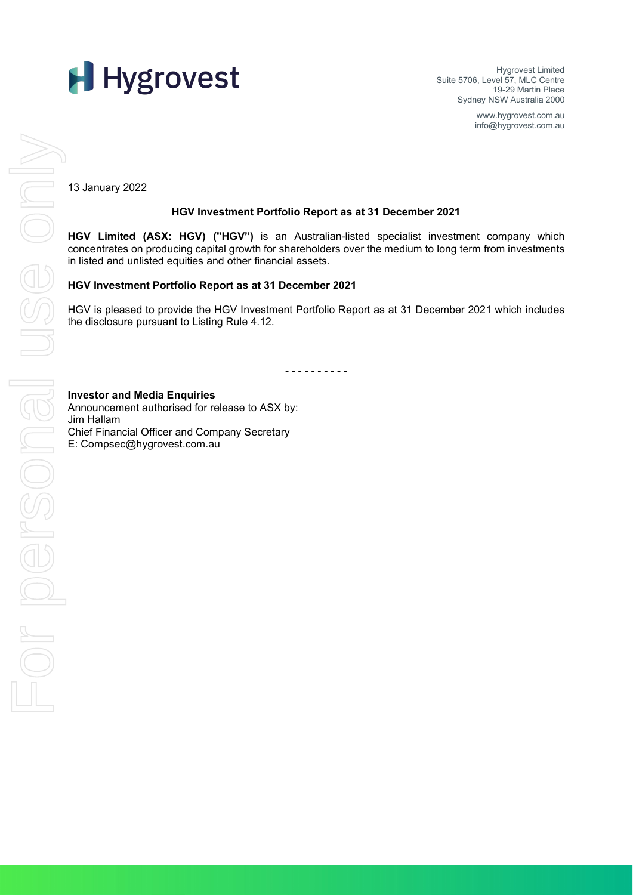Hygrovest Limited
Suite 5706, Level 57, MLC Centre
19-29 Martin Place
Sydney NSW Australia 2000

www.hygrovest.com.au
info@hygrovest.com.au

13 January 2022

## HGV Investment Portfolio Report as at 31 December 2021

**HGV Limited (ASX: HGV) ("HGV")** is an Australian-listed specialist investment company which concentrates on producing capital growth for shareholders over the medium to long term from investments in listed and unlisted equities and other financial assets.

### HGV Investment Portfolio Report as at 31 December 2021

HGV is pleased to provide the HGV Investment Portfolio Report as at 31 December 2021 which includes the disclosure pursuant to Listing Rule 4.12.

- - - - - - - - - -

**Investor and Media Enquiries**
Announcement authorised for release to ASX by:
Jim Hallam
Chief Financial Officer and Company Secretary
E: Compsec@hygrovest.com.au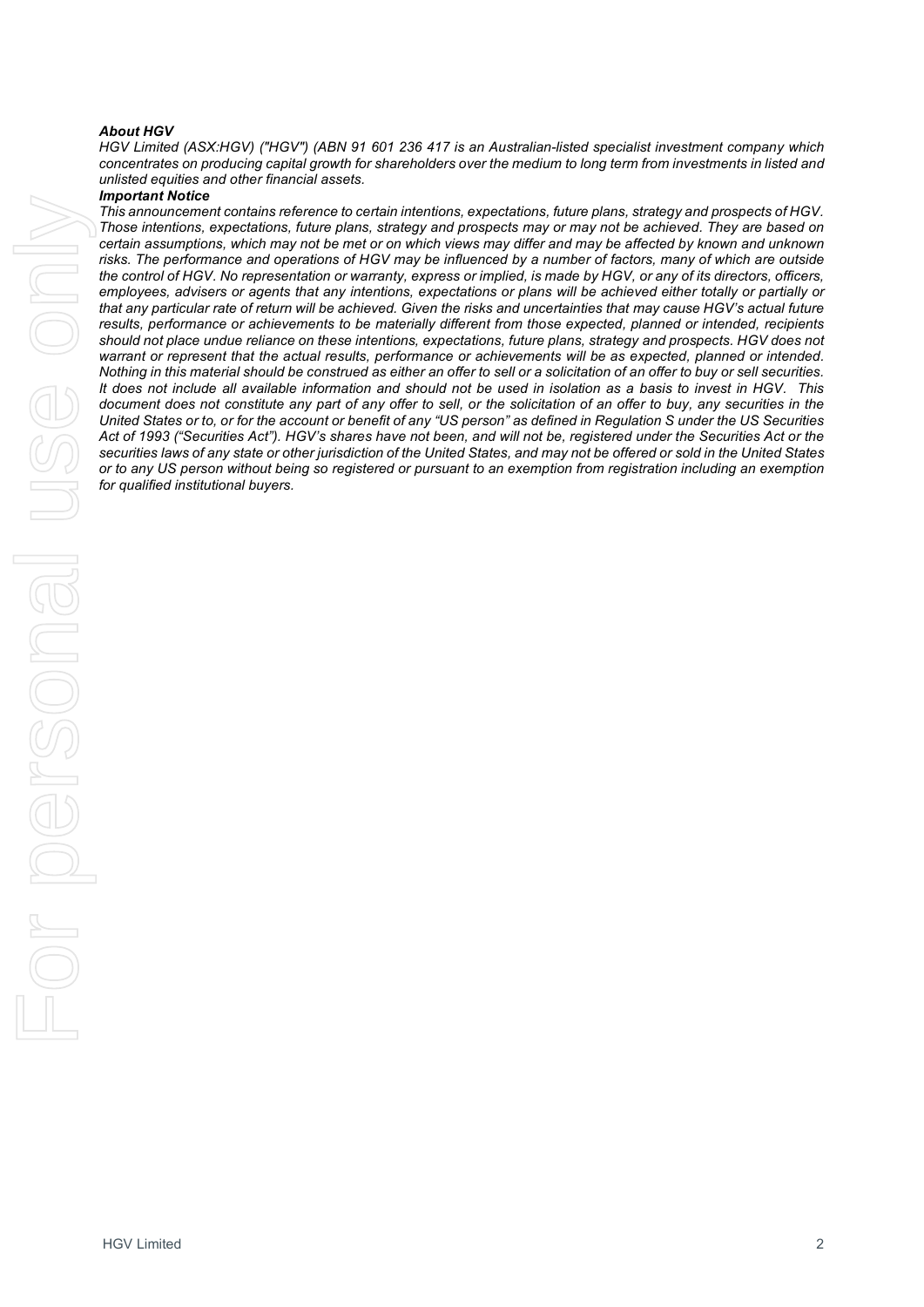***About HGV***

*HGV Limited (ASX:HGV) ("HGV") (ABN 91 601 236 417 is an Australian-listed specialist investment company which concentrates on producing capital growth for shareholders over the medium to long term from investments in listed and unlisted equities and other financial assets.*

***Important Notice***

*This announcement contains reference to certain intentions, expectations, future plans, strategy and prospects of HGV. Those intentions, expectations, future plans, strategy and prospects may or may not be achieved. They are based on certain assumptions, which may not be met or on which views may differ and may be affected by known and unknown risks. The performance and operations of HGV may be influenced by a number of factors, many of which are outside the control of HGV. No representation or warranty, express or implied, is made by HGV, or any of its directors, officers, employees, advisers or agents that any intentions, expectations or plans will be achieved either totally or partially or that any particular rate of return will be achieved. Given the risks and uncertainties that may cause HGV's actual future results, performance or achievements to be materially different from those expected, planned or intended, recipients should not place undue reliance on these intentions, expectations, future plans, strategy and prospects. HGV does not warrant or represent that the actual results, performance or achievements will be as expected, planned or intended. Nothing in this material should be construed as either an offer to sell or a solicitation of an offer to buy or sell securities. It does not include all available information and should not be used in isolation as a basis to invest in HGV. This document does not constitute any part of any offer to sell, or the solicitation of an offer to buy, any securities in the United States or to, or for the account or benefit of any "US person" as defined in Regulation S under the US Securities Act of 1993 ("Securities Act"). HGV's shares have not been, and will not be, registered under the Securities Act or the securities laws of any state or other jurisdiction of the United States, and may not be offered or sold in the United States or to any US person without being so registered or pursuant to an exemption from registration including an exemption for qualified institutional buyers.*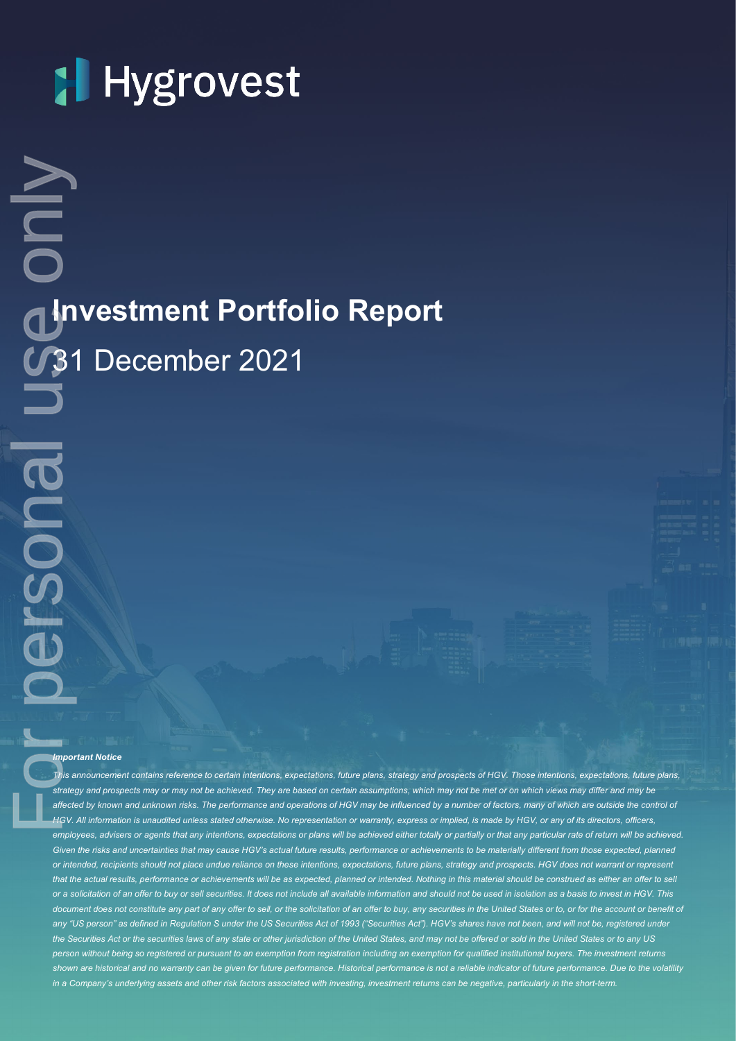# Hygrovest

# Investment Portfolio Report

## 31 December 2021

***Important Notice***

*This announcement contains reference to certain intentions, expectations, future plans, strategy and prospects of HGV. Those intentions, expectations, future plans, strategy and prospects may or may not be achieved. They are based on certain assumptions, which may not be met or on which views may differ and may be affected by known and unknown risks. The performance and operations of HGV may be influenced by a number of factors, many of which are outside the control of HGV. All information is unaudited unless stated otherwise. No representation or warranty, express or implied, is made by HGV, or any of its directors, officers, employees, advisers or agents that any intentions, expectations or plans will be achieved either totally or partially or that any particular rate of return will be achieved. Given the risks and uncertainties that may cause HGV's actual future results, performance or achievements to be materially different from those expected, planned or intended, recipients should not place undue reliance on these intentions, expectations, future plans, strategy and prospects. HGV does not warrant or represent that the actual results, performance or achievements will be as expected, planned or intended. Nothing in this material should be construed as either an offer to sell or a solicitation of an offer to buy or sell securities. It does not include all available information and should not be used in isolation as a basis to invest in HGV. This document does not constitute any part of any offer to sell, or the solicitation of an offer to buy, any securities in the United States or to, or for the account or benefit of any "US person" as defined in Regulation S under the US Securities Act of 1993 ("Securities Act"). HGV's shares have not been, and will not be, registered under the Securities Act or the securities laws of any state or other jurisdiction of the United States, and may not be offered or sold in the United States or to any US person without being so registered or pursuant to an exemption from registration including an exemption for qualified institutional buyers. The investment returns shown are historical and no warranty can be given for future performance. Historical performance is not a reliable indicator of future performance. Due to the volatility in a Company's underlying assets and other risk factors associated with investing, investment returns can be negative, particularly in the short-term.*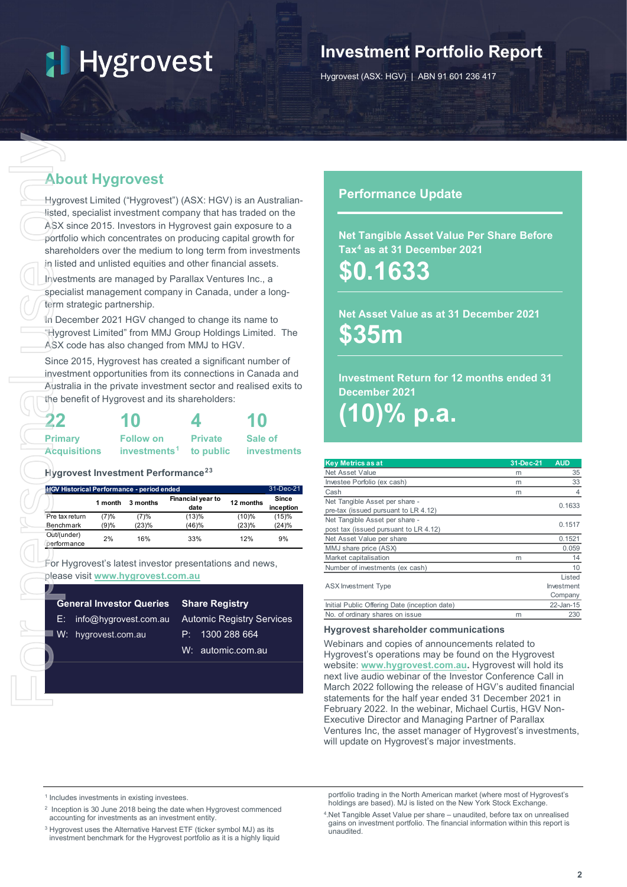# Hygrovest

## Investment Portfolio Report

Hygrovest (ASX: HGV) | ABN 91 601 236 417

## About Hygrovest

Hygrovest Limited ("Hygrovest") (ASX: HGV) is an Australian-listed, specialist investment company that has traded on the ASX since 2015. Investors in Hygrovest gain exposure to a portfolio which concentrates on producing capital growth for shareholders over the medium to long term from investments in listed and unlisted equities and other financial assets.

Investments are managed by Parallax Ventures Inc., a specialist management company in Canada, under a long-term strategic partnership.

In December 2021 HGV changed to change its name to "Hygrovest Limited" from MMJ Group Holdings Limited. The ASX code has also changed from MMJ to HGV.

Since 2015, Hygrovest has created a significant number of investment opportunities from its connections in Canada and Australia in the private investment sector and realised exits to the benefit of Hygrovest and its shareholders:

**22** Primary Acquisitions

**10** Follow on investments[1]

**4** Private to public

**10** Sale of investments

### Hygrovest Investment Performance[2,3]

| HGV Historical Performance - period ended | | | | | 31-Dec-21 |
|---|---|---|---|---|---|
| | 1 month | 3 months | Financial year to date | 12 months | Since inception |
| Pre tax return | (7)% | (7)% | (13)% | (10)% | (15)% |
| Benchmark | (9)% | (23)% | (46)% | (23)% | (24)% |
| Out/(under) performance | 2% | 16% | 33% | 12% | 9% |

For Hygrovest's latest investor presentations and news, please visit **www.hygrovest.com.au**

**General Investor Queries**

E: info@hygrovest.com.au

W: hygrovest.com.au

**Share Registry**

Automic Registry Services

P: 1300 288 664

W: automic.com.au

## Performance Update

**Net Tangible Asset Value Per Share Before Tax[4] as at 31 December 2021**

**$0.1633**

**Net Asset Value as at 31 December 2021**

**$35m**

**Investment Return for 12 months ended 31 December 2021**

**(10)% p.a.**

| Key Metrics as at | 31-Dec-21 | AUD |
|---|---|---|
| Net Asset Value | m | 35 |
| Investee Porfolio (ex cash) | m | 33 |
| Cash | m | 4 |
| Net Tangible Asset per share - pre-tax (issued pursuant to LR 4.12) | | 0.1633 |
| Net Tangible Asset per share - post tax (issued pursuant to LR 4.12) | | 0.1517 |
| Net Asset Value per share | | 0.1521 |
| MMJ share price (ASX) | | 0.059 |
| Market capitalisation | m | 14 |
| Number of investments (ex cash) | | 10 |
| ASX Investment Type | | Listed Investment Company |
| Initial Public Offering Date (inception date) | | 22-Jan-15 |
| No. of ordinary shares on issue | m | 230 |

### Hygrovest shareholder communications

Webinars and copies of announcements related to Hygrovest's operations may be found on the Hygrovest website: **www.hygrovest.com.au.** Hygrovest will hold its next live audio webinar of the Investor Conference Call in March 2022 following the release of HGV's audited financial statements for the half year ended 31 December 2021 in February 2022. In the webinar, Michael Curtis, HGV Non-Executive Director and Managing Partner of Parallax Ventures Inc, the asset manager of Hygrovest's investments, will update on Hygrovest's major investments.

---

[1] Includes investments in existing investees.

[2] Inception is 30 June 2018 being the date when Hygrovest commenced accounting for investments as an investment entity.

[3] Hygrovest uses the Alternative Harvest ETF (ticker symbol MJ) as its investment benchmark for the Hygrovest portfolio as it is a highly liquid portfolio trading in the North American market (where most of Hygrovest's holdings are based). MJ is listed on the New York Stock Exchange.

[4] Net Tangible Asset Value per share – unaudited, before tax on unrealised gains on investment portfolio. The financial information within this report is unaudited.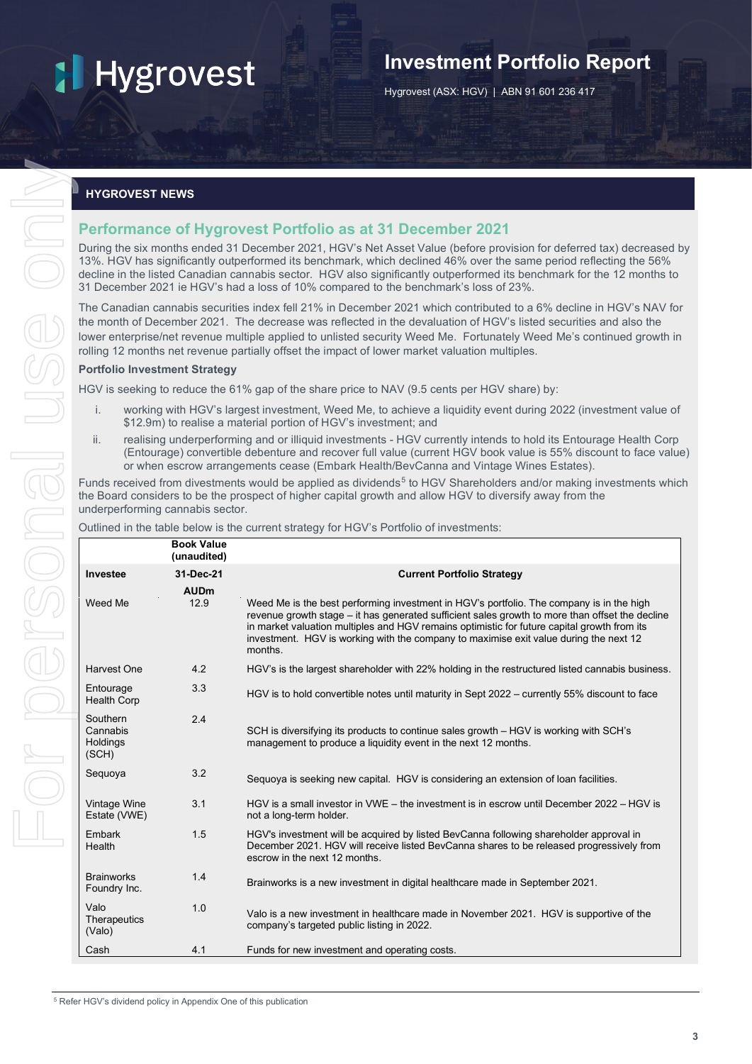# Hygrovest

## Investment Portfolio Report

Hygrovest (ASX: HGV) | ABN 91 601 236 417

**HYGROVEST NEWS**

## Performance of Hygrovest Portfolio as at 31 December 2021

During the six months ended 31 December 2021, HGV's Net Asset Value (before provision for deferred tax) decreased by 13%. HGV has significantly outperformed its benchmark, which declined 46% over the same period reflecting the 56% decline in the listed Canadian cannabis sector. HGV also significantly outperformed its benchmark for the 12 months to 31 December 2021 ie HGV's had a loss of 10% compared to the benchmark's loss of 23%.

The Canadian cannabis securities index fell 21% in December 2021 which contributed to a 6% decline in HGV's NAV for the month of December 2021. The decrease was reflected in the devaluation of HGV's listed securities and also the lower enterprise/net revenue multiple applied to unlisted security Weed Me. Fortunately Weed Me's continued growth in rolling 12 months net revenue partially offset the impact of lower market valuation multiples.

**Portfolio Investment Strategy**

HGV is seeking to reduce the 61% gap of the share price to NAV (9.5 cents per HGV share) by:

i. working with HGV's largest investment, Weed Me, to achieve a liquidity event during 2022 (investment value of $12.9m) to realise a material portion of HGV's investment; and

ii. realising underperforming or illiquid investments - HGV currently intends to hold its Entourage Health Corp (Entourage) convertible debenture and recover full value (current HGV book value is 55% discount to face value) or when escrow arrangements cease (Embark Health/BevCanna and Vintage Wines Estates).

Funds received from divestments would be applied as dividends[5] to HGV Shareholders and/or making investments which the Board considers to be the prospect of higher capital growth and allow HGV to diversify away from the underperforming cannabis sector.

Outlined in the table below is the current strategy for HGV's Portfolio of investments:

| Investee | Book Value (unaudited) 31-Dec-21 AUDm | Current Portfolio Strategy |
|---|---|---|
| Weed Me | 12.9 | Weed Me is the best performing investment in HGV's portfolio. The company is in the high revenue growth stage – it has generated sufficient sales growth to more than offset the decline in market valuation multiples and HGV remains optimistic for future capital growth from its investment. HGV is working with the company to maximise exit value during the next 12 months. |
| Harvest One | 4.2 | HGV's is the largest shareholder with 22% holding in the restructured listed cannabis business. |
| Entourage Health Corp | 3.3 | HGV is to hold convertible notes until maturity in Sept 2022 – currently 55% discount to face |
| Southern Cannabis Holdings (SCH) | 2.4 | SCH is diversifying its products to continue sales growth – HGV is working with SCH's management to produce a liquidity event in the next 12 months. |
| Sequoya | 3.2 | Sequoya is seeking new capital. HGV is considering an extension of loan facilities. |
| Vintage Wine Estate (VWE) | 3.1 | HGV is a small investor in VWE – the investment is in escrow until December 2022 – HGV is not a long-term holder. |
| Embark Health | 1.5 | HGV's investment will be acquired by listed BevCanna following shareholder approval in December 2021. HGV will receive listed BevCanna shares to be released progressively from escrow in the next 12 months. |
| Brainworks Foundry Inc. | 1.4 | Brainworks is a new investment in digital healthcare made in September 2021. |
| Valo Therapeutics (Valo) | 1.0 | Valo is a new investment in healthcare made in November 2021. HGV is supportive of the company's targeted public listing in 2022. |
| Cash | 4.1 | Funds for new investment and operating costs. |

[5] Refer HGV's dividend policy in Appendix One of this publication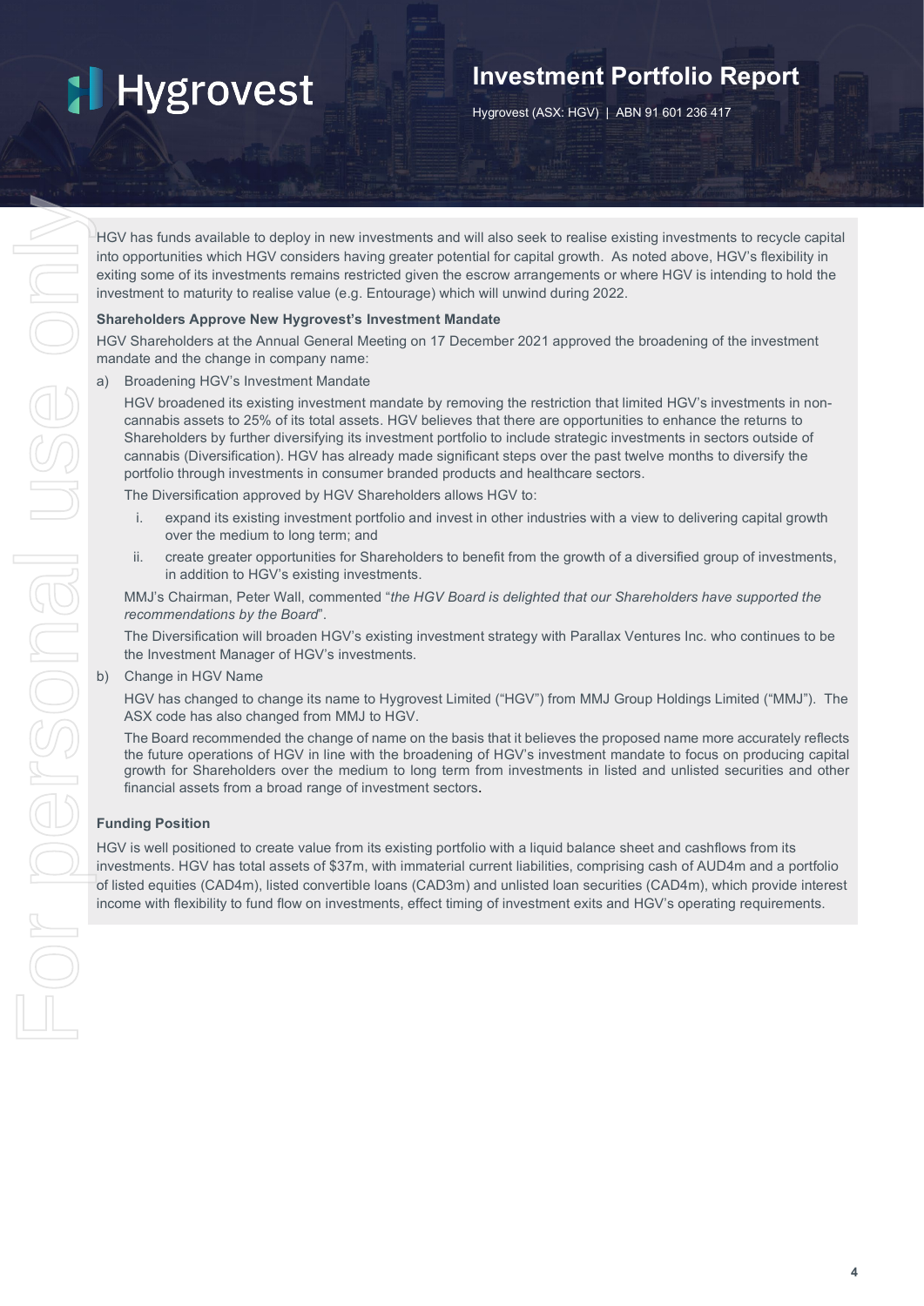HGV has funds available to deploy in new investments and will also seek to realise existing investments to recycle capital into opportunities which HGV considers having greater potential for capital growth. As noted above, HGV's flexibility in exiting some of its investments remains restricted given the escrow arrangements or where HGV is intending to hold the investment to maturity to realise value (e.g. Entourage) which will unwind during 2022.

**Shareholders Approve New Hygrovest's Investment Mandate**

HGV Shareholders at the Annual General Meeting on 17 December 2021 approved the broadening of the investment mandate and the change in company name:

a) Broadening HGV's Investment Mandate

   HGV broadened its existing investment mandate by removing the restriction that limited HGV's investments in non-cannabis assets to 25% of its total assets. HGV believes that there are opportunities to enhance the returns to Shareholders by further diversifying its investment portfolio to include strategic investments in sectors outside of cannabis (Diversification). HGV has already made significant steps over the past twelve months to diversify the portfolio through investments in consumer branded products and healthcare sectors.

   The Diversification approved by HGV Shareholders allows HGV to:

   i. expand its existing investment portfolio and invest in other industries with a view to delivering capital growth over the medium to long term; and

   ii. create greater opportunities for Shareholders to benefit from the growth of a diversified group of investments, in addition to HGV's existing investments.

   MMJ's Chairman, Peter Wall, commented "*the HGV Board is delighted that our Shareholders have supported the recommendations by the Board*".

   The Diversification will broaden HGV's existing investment strategy with Parallax Ventures Inc. who continues to be the Investment Manager of HGV's investments.

b) Change in HGV Name

   HGV has changed to change its name to Hygrovest Limited ("HGV") from MMJ Group Holdings Limited ("MMJ"). The ASX code has also changed from MMJ to HGV.

   The Board recommended the change of name on the basis that it believes the proposed name more accurately reflects the future operations of HGV in line with the broadening of HGV's investment mandate to focus on producing capital growth for Shareholders over the medium to long term from investments in listed and unlisted securities and other financial assets from a broad range of investment sectors.

**Funding Position**

HGV is well positioned to create value from its existing portfolio with a liquid balance sheet and cashflows from its investments. HGV has total assets of $37m, with immaterial current liabilities, comprising cash of AUD4m and a portfolio of listed equities (CAD4m), listed convertible loans (CAD3m) and unlisted loan securities (CAD4m), which provide interest income with flexibility to fund flow on investments, effect timing of investment exits and HGV's operating requirements.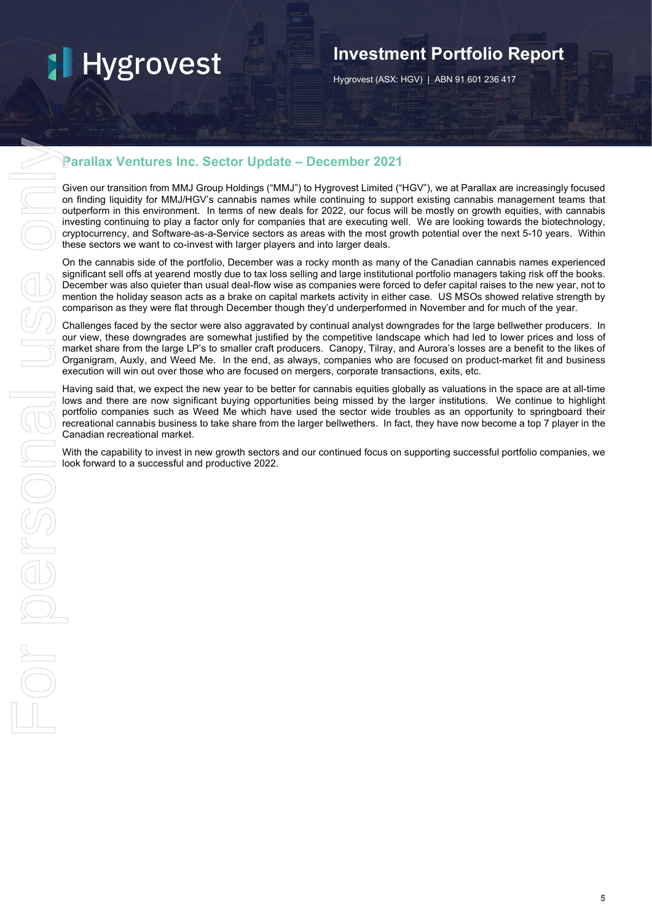## Parallax Ventures Inc. Sector Update – December 2021

Given our transition from MMJ Group Holdings ("MMJ") to Hygrovest Limited ("HGV"), we at Parallax are increasingly focused on finding liquidity for MMJ/HGV's cannabis names while continuing to support existing cannabis management teams that outperform in this environment. In terms of new deals for 2022, our focus will be mostly on growth equities, with cannabis investing continuing to play a factor only for companies that are executing well. We are looking towards the biotechnology, cryptocurrency, and Software-as-a-Service sectors as areas with the most growth potential over the next 5-10 years. Within these sectors we want to co-invest with larger players and into larger deals.

On the cannabis side of the portfolio, December was a rocky month as many of the Canadian cannabis names experienced significant sell offs at yearend mostly due to tax loss selling and large institutional portfolio managers taking risk off the books. December was also quieter than usual deal-flow wise as companies were forced to defer capital raises to the new year, not to mention the holiday season acts as a brake on capital markets activity in either case. US MSOs showed relative strength by comparison as they were flat through December though they'd underperformed in November and for much of the year.

Challenges faced by the sector were also aggravated by continual analyst downgrades for the large bellwether producers. In our view, these downgrades are somewhat justified by the competitive landscape which had led to lower prices and loss of market share from the large LP's to smaller craft producers. Canopy, Tilray, and Aurora's losses are a benefit to the likes of Organigram, Auxly, and Weed Me. In the end, as always, companies who are focused on product-market fit and business execution will win out over those who are focused on mergers, corporate transactions, exits, etc.

Having said that, we expect the new year to be better for cannabis equities globally as valuations in the space are at all-time lows and there are now significant buying opportunities being missed by the larger institutions. We continue to highlight portfolio companies such as Weed Me which have used the sector wide troubles as an opportunity to springboard their recreational cannabis business to take share from the larger bellwethers. In fact, they have now become a top 7 player in the Canadian recreational market.

With the capability to invest in new growth sectors and our continued focus on supporting successful portfolio companies, we look forward to a successful and productive 2022.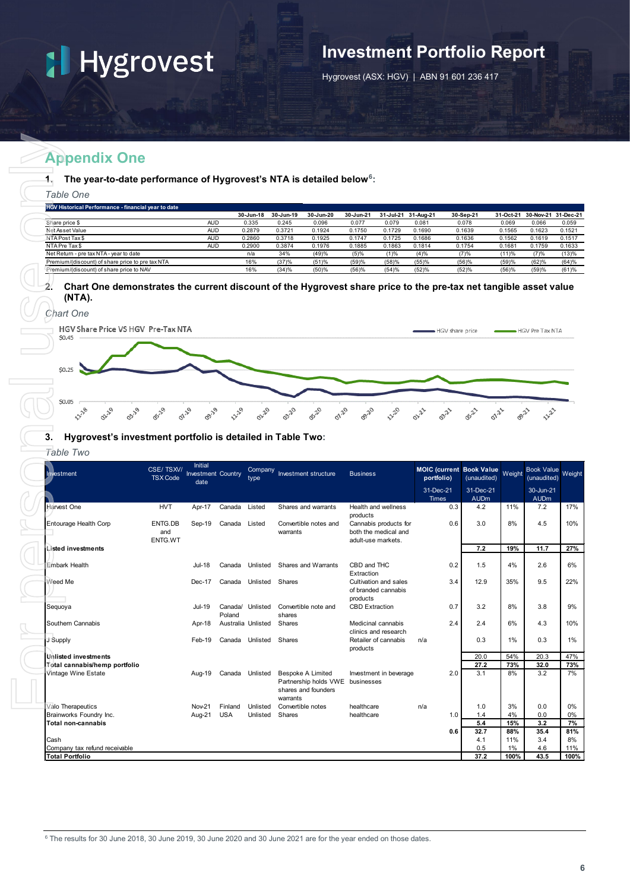# Appendix One

**1. The year-to-date performance of Hygrovest's NTA is detailed below**[6]**:**

*Table One*

| HGV Historical Performance - financial year to date | | 30-Jun-18 | 30-Jun-19 | 30-Jun-20 | 30-Jun-21 | 31-Jul-21 | 31-Aug-21 | 30-Sep-21 | 31-Oct-21 | 30-Nov-21 | 31-Dec-21 |
|---|---|---|---|---|---|---|---|---|---|---|---|
| Share price $ | AUD | 0.335 | 0.245 | 0.096 | 0.077 | 0.079 | 0.081 | 0.078 | 0.069 | 0.066 | 0.059 |
| Net Asset Value | AUD | 0.2879 | 0.3721 | 0.1924 | 0.1750 | 0.1729 | 0.1690 | 0.1639 | 0.1565 | 0.1623 | 0.1521 |
| NTA Post Tax $ | AUD | 0.2860 | 0.3718 | 0.1925 | 0.1747 | 0.1725 | 0.1686 | 0.1636 | 0.1562 | 0.1619 | 0.1517 |
| NTA Pre Tax $ | AUD | 0.2900 | 0.3874 | 0.1976 | 0.1885 | 0.1863 | 0.1814 | 0.1754 | 0.1681 | 0.1759 | 0.1633 |
| Net Return - pre tax NTA - year to date | | n/a | 34% | (49)% | (5)% | (1)% | (4)% | (7)% | (11)% | (7)% | (13)% |
| Premium/(discount) of share price to pre tax NTA | | 16% | (37)% | (51)% | (59)% | (58)% | (55)% | (56)% | (59)% | (62)% | (64)% |
| Premium/(discount) of share price to NAV | | 16% | (34)% | (50)% | (56)% | (54)% | (52)% | (52)% | (56)% | (59)% | (61)% |

**2. Chart One demonstrates the current discount of the Hygrovest share price to the pre-tax net tangible asset value (NTA).**

*Chart One*

HGV Share Price VS HGV Pre-Tax NTA

**3. Hygrovest's investment portfolio is detailed in Table Two:**

*Table Two*

| Investment | CSE/ TSXV/ TSX Code | Initial Investment date | Country | Company type | Investment structure | Business | MOIC (current portfolio) | Book Value (unaudited) | Weight | Book Value (unaudited) | Weight |
|---|---|---|---|---|---|---|---|---|---|---|---|
| | | | | | | | 31-Dec-21 Times | 31-Dec-21 AUDm | | 30-Jun-21 AUDm | |
| Harvest One | HVT | Apr-17 | Canada | Listed | Shares and warrants | Health and wellness products | 0.3 | 4.2 | 11% | 7.2 | 17% |
| Entourage Health Corp | ENTG.DB and ENTG.WT | Sep-19 | Canada | Listed | Convertible notes and warrants | Cannabis products for both the medical and adult-use markets. | 0.6 | 3.0 | 8% | 4.5 | 10% |
| **Listed investments** | | | | | | | | **7.2** | **19%** | **11.7** | **27%** |
| Embark Health | | Jul-18 | Canada | Unlisted | Shares and Warrants | CBD and THC Extraction | 0.2 | 1.5 | 4% | 2.6 | 6% |
| Weed Me | | Dec-17 | Canada | Unlisted | Shares | Cultivation and sales of branded cannabis products | 3.4 | 12.9 | 35% | 9.5 | 22% |
| Sequoya | | Jul-19 | Canada/ Poland | Unlisted | Convertible note and shares | CBD Extraction | 0.7 | 3.2 | 8% | 3.8 | 9% |
| Southern Cannabis | | Apr-18 | Australia | Unlisted | Shares | Medicinal cannabis clinics and research | 2.4 | 2.4 | 6% | 4.3 | 10% |
| J Supply | | Feb-19 | Canada | Unlisted | Shares | Retailer of cannabis products | n/a | 0.3 | 1% | 0.3 | 1% |
| **Unlisted investments** | | | | | | | | 20.0 | 54% | 20.3 | 47% |
| **Total cannabis/hemp portfolio** | | | | | | | | **27.2** | **73%** | **32.0** | **73%** |
| Vintage Wine Estate | | Aug-19 | Canada | Unlisted | Bespoke A Limited Partnership holds VWE shares and founders warrants | Investment in beverage businesses | 2.0 | 3.1 | 8% | 3.2 | 7% |
| Valo Therapeutics | | Nov-21 | Finland | Unlisted | Convertible notes | healthcare | n/a | 1.0 | 3% | 0.0 | 0% |
| Brainworks Foundry Inc. | | Aug-21 | USA | Unlisted | Shares | healthcare | 1.0 | 1.4 | 4% | 0.0 | 0% |
| **Total non-cannabis** | | | | | | | | **5.4** | **15%** | **3.2** | **7%** |
| | | | | | | | **0.6** | **32.7** | **88%** | **35.4** | **81%** |
| Cash | | | | | | | | 4.1 | 11% | 3.4 | 8% |
| Company tax refund receivable | | | | | | | | 0.5 | 1% | 4.6 | 11% |
| **Total Portfolio** | | | | | | | | **37.2** | **100%** | **43.5** | **100%** |

[6] The results for 30 June 2018, 30 June 2019, 30 June 2020 and 30 June 2021 are for the year ended on those dates.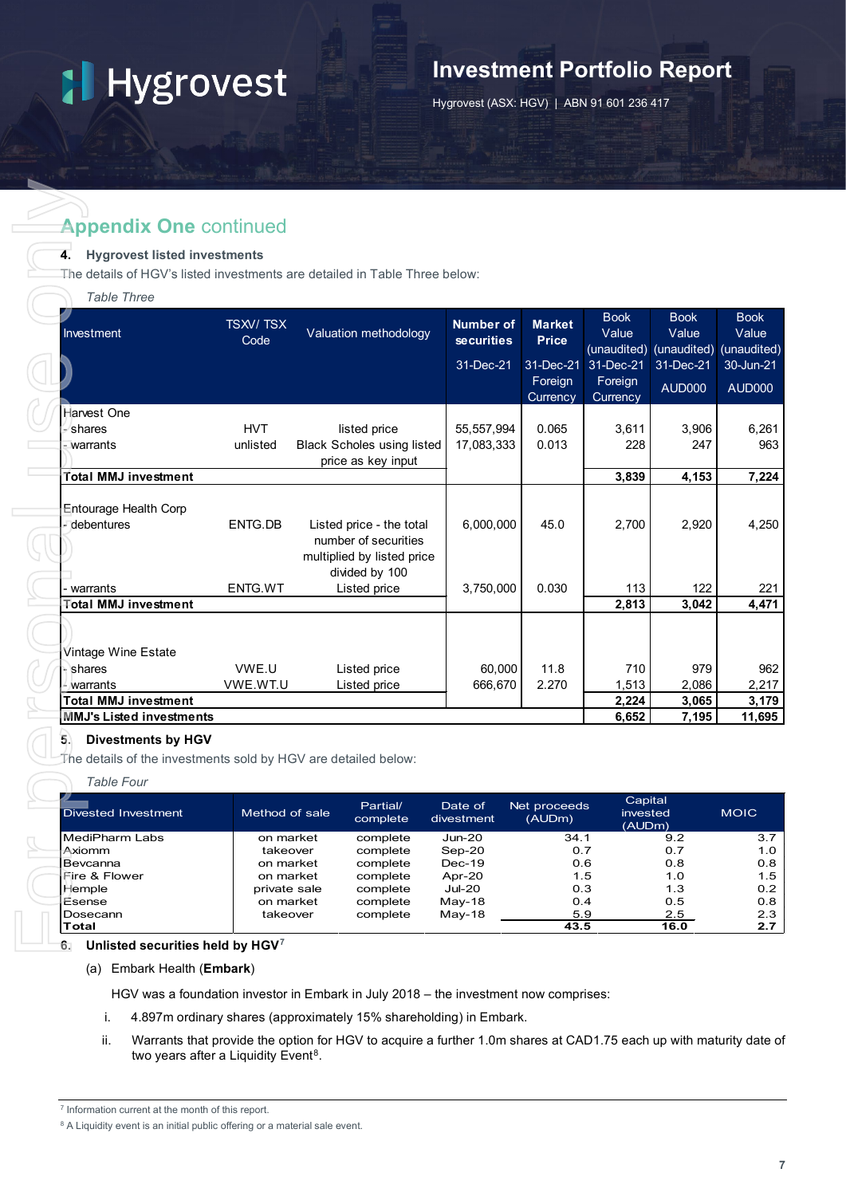## Appendix One continued

**4. Hygrovest listed investments**

The details of HGV's listed investments are detailed in Table Three below:

*Table Three*

| Investment | TSXV/ TSX Code | Valuation methodology | Number of securities 31-Dec-21 | Market Price 31-Dec-21 Foreign Currency | Book Value (unaudited) 31-Dec-21 Foreign Currency | Book Value (unaudited) 31-Dec-21 AUD000 | Book Value (unaudited) 30-Jun-21 AUD000 |
|---|---|---|---|---|---|---|---|
| Harvest One | | | | | | | |
| - shares | HVT | listed price | 55,557,994 | 0.065 | 3,611 | 3,906 | 6,261 |
| - warrants | unlisted | Black Scholes using listed price as key input | 17,083,333 | 0.013 | 228 | 247 | 963 |
| **Total MMJ investment** | | | | | **3,839** | **4,153** | **7,224** |
| Entourage Health Corp | | | | | | | |
| - debentures | ENTG.DB | Listed price - the total number of securities multiplied by listed price divided by 100 | 6,000,000 | 45.0 | 2,700 | 2,920 | 4,250 |
| - warrants | ENTG.WT | Listed price | 3,750,000 | 0.030 | 113 | 122 | 221 |
| **Total MMJ investment** | | | | | **2,813** | **3,042** | **4,471** |
| Vintage Wine Estate | | | | | | | |
| - shares | VWE.U | Listed price | 60,000 | 11.8 | 710 | 979 | 962 |
| - warrants | VWE.WT.U | Listed price | 666,670 | 2.270 | 1,513 | 2,086 | 2,217 |
| **Total MMJ investment** | | | | | **2,224** | **3,065** | **3,179** |
| **MMJ's Listed investments** | | | | | **6,652** | **7,195** | **11,695** |

**5. Divestments by HGV**

The details of the investments sold by HGV are detailed below:

*Table Four*

| Divested Investment | Method of sale | Partial/ complete | Date of divestment | Net proceeds (AUDm) | Capital invested (AUDm) | MOIC |
|---|---|---|---|---|---|---|
| MediPharm Labs | on market | complete | Jun-20 | 34.1 | 9.2 | 3.7 |
| Axiomm | takeover | complete | Sep-20 | 0.7 | 0.7 | 1.0 |
| Bevcanna | on market | complete | Dec-19 | 0.6 | 0.8 | 0.8 |
| Fire & Flower | on market | complete | Apr-20 | 1.5 | 1.0 | 1.5 |
| Hemple | private sale | complete | Jul-20 | 0.3 | 1.3 | 0.2 |
| Esense | on market | complete | May-18 | 0.4 | 0.5 | 0.8 |
| Dosecann | takeover | complete | May-18 | 5.9 | 2.5 | 2.3 |
| **Total** | | | | **43.5** | **16.0** | **2.7** |

**6. Unlisted securities held by HGV**[7]

(a) Embark Health (**Embark**)

HGV was a foundation investor in Embark in July 2018 – the investment now comprises:

i. 4.897m ordinary shares (approximately 15% shareholding) in Embark.

ii. Warrants that provide the option for HGV to acquire a further 1.0m shares at CAD1.75 each up with maturity date of two years after a Liquidity Event[8].

[7] Information current at the month of this report.

[8] A Liquidity event is an initial public offering or a material sale event.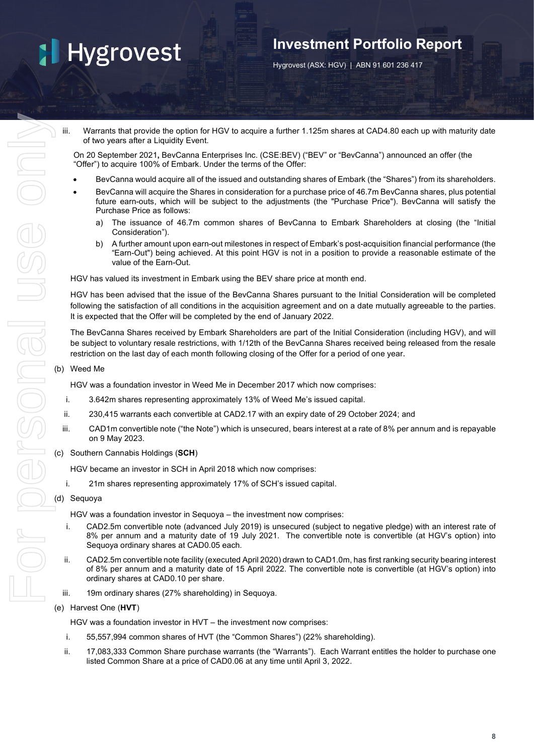iii. Warrants that provide the option for HGV to acquire a further 1.125m shares at CAD4.80 each up with maturity date of two years after a Liquidity Event.

On 20 September 2021**,** BevCanna Enterprises Inc. (CSE:BEV) ("BEV" or "BevCanna") announced an offer (the "Offer") to acquire 100% of Embark. Under the terms of the Offer:

- BevCanna would acquire all of the issued and outstanding shares of Embark (the "Shares") from its shareholders.
- BevCanna will acquire the Shares in consideration for a purchase price of 46.7m BevCanna shares, plus potential future earn-outs, which will be subject to the adjustments (the "Purchase Price"). BevCanna will satisfy the Purchase Price as follows:
  a) The issuance of 46.7m common shares of BevCanna to Embark Shareholders at closing (the "Initial Consideration").
  b) A further amount upon earn-out milestones in respect of Embark's post-acquisition financial performance (the "Earn-Out") being achieved. At this point HGV is not in a position to provide a reasonable estimate of the value of the Earn-Out.

HGV has valued its investment in Embark using the BEV share price at month end.

HGV has been advised that the issue of the BevCanna Shares pursuant to the Initial Consideration will be completed following the satisfaction of all conditions in the acquisition agreement and on a date mutually agreeable to the parties. It is expected that the Offer will be completed by the end of January 2022.

The BevCanna Shares received by Embark Shareholders are part of the Initial Consideration (including HGV), and will be subject to voluntary resale restrictions, with 1/12th of the BevCanna Shares received being released from the resale restriction on the last day of each month following closing of the Offer for a period of one year.

(b) Weed Me

HGV was a foundation investor in Weed Me in December 2017 which now comprises:

i. 3.642m shares representing approximately 13% of Weed Me's issued capital.
ii. 230,415 warrants each convertible at CAD2.17 with an expiry date of 29 October 2024; and
iii. CAD1m convertible note ("the Note") which is unsecured, bears interest at a rate of 8% per annum and is repayable on 9 May 2023.

(c) Southern Cannabis Holdings (**SCH**)

HGV became an investor in SCH in April 2018 which now comprises:

i. 21m shares representing approximately 17% of SCH's issued capital.

(d) Sequoya

HGV was a foundation investor in Sequoya – the investment now comprises:

i. CAD2.5m convertible note (advanced July 2019) is unsecured (subject to negative pledge) with an interest rate of 8% per annum and a maturity date of 19 July 2021. The convertible note is convertible (at HGV's option) into Sequoya ordinary shares at CAD0.05 each.
ii. CAD2.5m convertible note facility (executed April 2020) drawn to CAD1.0m, has first ranking security bearing interest of 8% per annum and a maturity date of 15 April 2022. The convertible note is convertible (at HGV's option) into ordinary shares at CAD0.10 per share.
iii. 19m ordinary shares (27% shareholding) in Sequoya.

(e) Harvest One (**HVT**)

HGV was a foundation investor in HVT – the investment now comprises:

i. 55,557,994 common shares of HVT (the "Common Shares") (22% shareholding).
ii. 17,083,333 Common Share purchase warrants (the "Warrants"). Each Warrant entitles the holder to purchase one listed Common Share at a price of CAD0.06 at any time until April 3, 2022.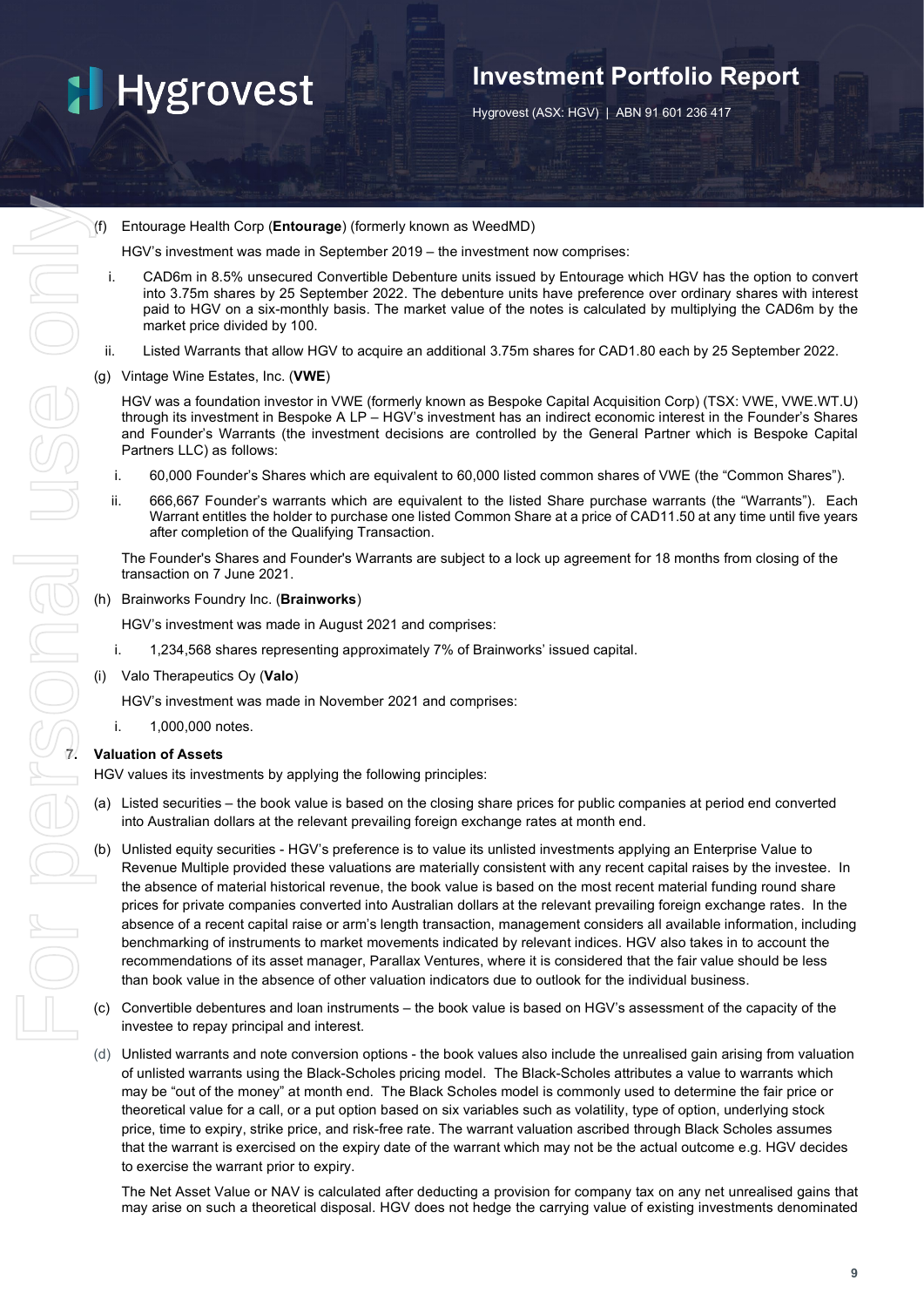(f) Entourage Health Corp (**Entourage**) (formerly known as WeedMD)

HGV's investment was made in September 2019 – the investment now comprises:

i. CAD6m in 8.5% unsecured Convertible Debenture units issued by Entourage which HGV has the option to convert into 3.75m shares by 25 September 2022. The debenture units have preference over ordinary shares with interest paid to HGV on a six-monthly basis. The market value of the notes is calculated by multiplying the CAD6m by the market price divided by 100.

ii. Listed Warrants that allow HGV to acquire an additional 3.75m shares for CAD1.80 each by 25 September 2022.

(g) Vintage Wine Estates, Inc. (**VWE**)

HGV was a foundation investor in VWE (formerly known as Bespoke Capital Acquisition Corp) (TSX: VWE, VWE.WT.U) through its investment in Bespoke A LP – HGV's investment has an indirect economic interest in the Founder's Shares and Founder's Warrants (the investment decisions are controlled by the General Partner which is Bespoke Capital Partners LLC) as follows:

i. 60,000 Founder's Shares which are equivalent to 60,000 listed common shares of VWE (the "Common Shares").

ii. 666,667 Founder's warrants which are equivalent to the listed Share purchase warrants (the "Warrants"). Each Warrant entitles the holder to purchase one listed Common Share at a price of CAD11.50 at any time until five years after completion of the Qualifying Transaction.

The Founder's Shares and Founder's Warrants are subject to a lock up agreement for 18 months from closing of the transaction on 7 June 2021.

(h) Brainworks Foundry Inc. (**Brainworks**)

HGV's investment was made in August 2021 and comprises:

i. 1,234,568 shares representing approximately 7% of Brainworks' issued capital.

(i) Valo Therapeutics Oy (**Valo**)

HGV's investment was made in November 2021 and comprises:

i. 1,000,000 notes.

## 7. Valuation of Assets

HGV values its investments by applying the following principles:

(a) Listed securities – the book value is based on the closing share prices for public companies at period end converted into Australian dollars at the relevant prevailing foreign exchange rates at month end.

(b) Unlisted equity securities - HGV's preference is to value its unlisted investments applying an Enterprise Value to Revenue Multiple provided these valuations are materially consistent with any recent capital raises by the investee. In the absence of material historical revenue, the book value is based on the most recent material funding round share prices for private companies converted into Australian dollars at the relevant prevailing foreign exchange rates. In the absence of a recent capital raise or arm's length transaction, management considers all available information, including benchmarking of instruments to market movements indicated by relevant indices. HGV also takes in to account the recommendations of its asset manager, Parallax Ventures, where it is considered that the fair value should be less than book value in the absence of other valuation indicators due to outlook for the individual business.

(c) Convertible debentures and loan instruments – the book value is based on HGV's assessment of the capacity of the investee to repay principal and interest.

(d) Unlisted warrants and note conversion options - the book values also include the unrealised gain arising from valuation of unlisted warrants using the Black-Scholes pricing model. The Black-Scholes attributes a value to warrants which may be "out of the money" at month end. The Black Scholes model is commonly used to determine the fair price or theoretical value for a call, or a put option based on six variables such as volatility, type of option, underlying stock price, time to expiry, strike price, and risk-free rate. The warrant valuation ascribed through Black Scholes assumes that the warrant is exercised on the expiry date of the warrant which may not be the actual outcome e.g. HGV decides to exercise the warrant prior to expiry.

The Net Asset Value or NAV is calculated after deducting a provision for company tax on any net unrealised gains that may arise on such a theoretical disposal. HGV does not hedge the carrying value of existing investments denominated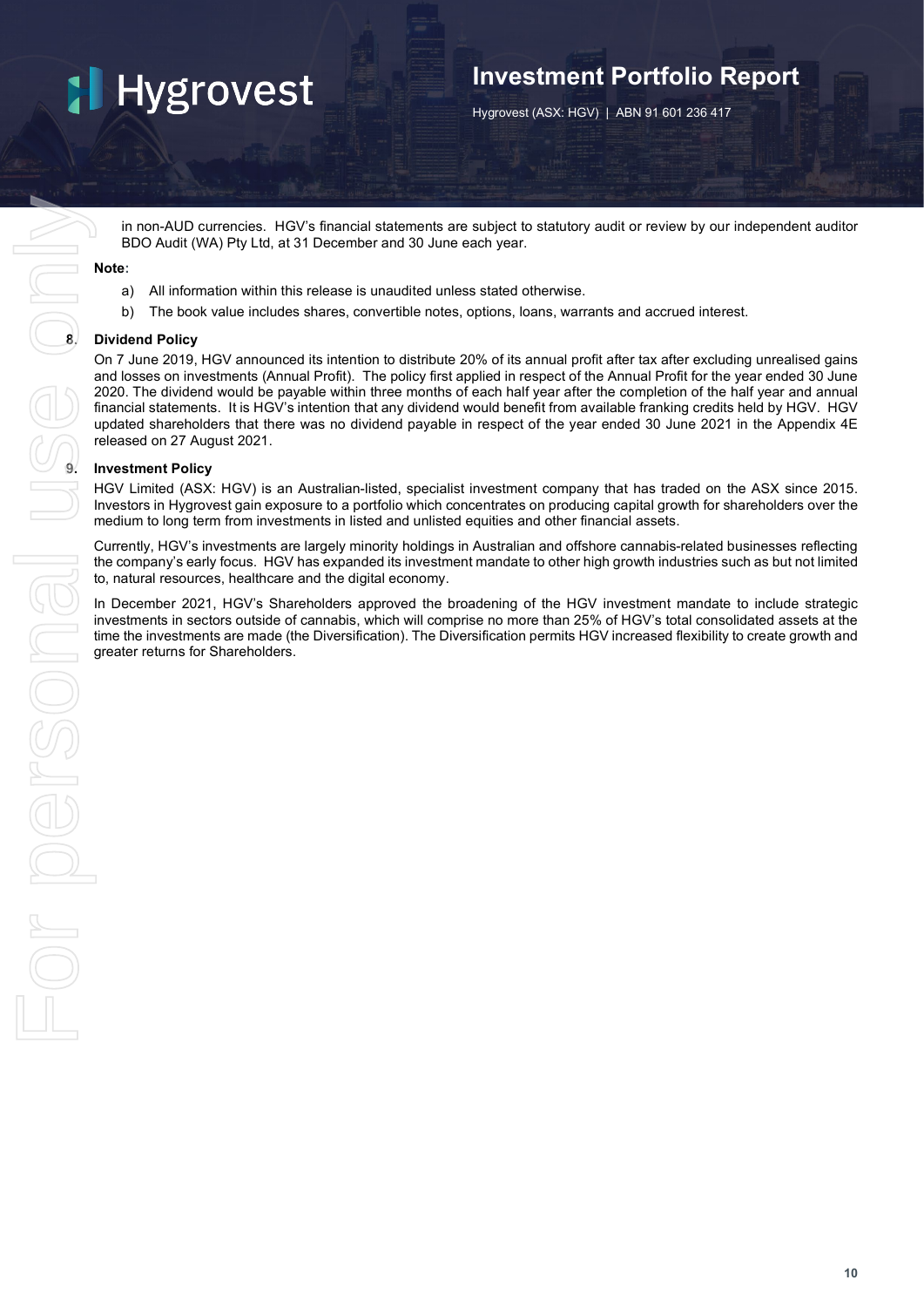in non-AUD currencies. HGV's financial statements are subject to statutory audit or review by our independent auditor BDO Audit (WA) Pty Ltd, at 31 December and 30 June each year.

**Note**:

a) All information within this release is unaudited unless stated otherwise.

b) The book value includes shares, convertible notes, options, loans, warrants and accrued interest.

## 8. Dividend Policy

On 7 June 2019, HGV announced its intention to distribute 20% of its annual profit after tax after excluding unrealised gains and losses on investments (Annual Profit). The policy first applied in respect of the Annual Profit for the year ended 30 June 2020. The dividend would be payable within three months of each half year after the completion of the half year and annual financial statements. It is HGV's intention that any dividend would benefit from available franking credits held by HGV. HGV updated shareholders that there was no dividend payable in respect of the year ended 30 June 2021 in the Appendix 4E released on 27 August 2021.

## 9. Investment Policy

HGV Limited (ASX: HGV) is an Australian-listed, specialist investment company that has traded on the ASX since 2015. Investors in Hygrovest gain exposure to a portfolio which concentrates on producing capital growth for shareholders over the medium to long term from investments in listed and unlisted equities and other financial assets.

Currently, HGV's investments are largely minority holdings in Australian and offshore cannabis-related businesses reflecting the company's early focus. HGV has expanded its investment mandate to other high growth industries such as but not limited to, natural resources, healthcare and the digital economy.

In December 2021, HGV's Shareholders approved the broadening of the HGV investment mandate to include strategic investments in sectors outside of cannabis, which will comprise no more than 25% of HGV's total consolidated assets at the time the investments are made (the Diversification). The Diversification permits HGV increased flexibility to create growth and greater returns for Shareholders.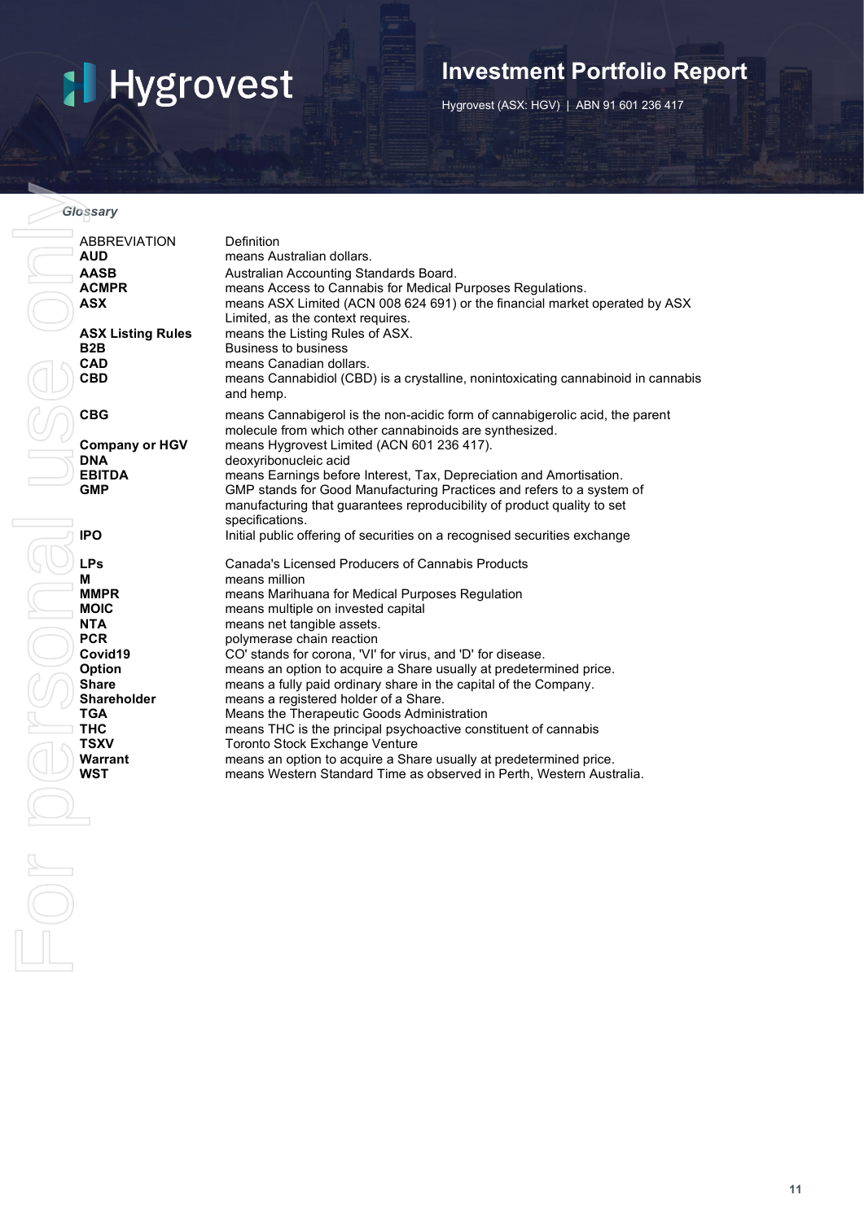*Glossary*

| ABBREVIATION | Definition |
|---|---|
| **AUD** | means Australian dollars. |
| **AASB** | Australian Accounting Standards Board. |
| **ACMPR** | means Access to Cannabis for Medical Purposes Regulations. |
| **ASX** | means ASX Limited (ACN 008 624 691) or the financial market operated by ASX Limited, as the context requires. |
| **ASX Listing Rules** | means the Listing Rules of ASX. |
| **B2B** | Business to business |
| **CAD** | means Canadian dollars. |
| **CBD** | means Cannabidiol (CBD) is a crystalline, nonintoxicating cannabinoid in cannabis and hemp. |
| **CBG** | means Cannabigerol is the non-acidic form of cannabigerolic acid, the parent molecule from which other cannabinoids are synthesized. |
| **Company or HGV** | means Hygrovest Limited (ACN 601 236 417). |
| **DNA** | deoxyribonucleic acid |
| **EBITDA** | means Earnings before Interest, Tax, Depreciation and Amortisation. |
| **GMP** | GMP stands for Good Manufacturing Practices and refers to a system of manufacturing that guarantees reproducibility of product quality to set specifications. |
| **IPO** | Initial public offering of securities on a recognised securities exchange |
| **LPs** | Canada's Licensed Producers of Cannabis Products |
| **M** | means million |
| **MMPR** | means Marihuana for Medical Purposes Regulation |
| **MOIC** | means multiple on invested capital |
| **NTA** | means net tangible assets. |
| **PCR** | polymerase chain reaction |
| **Covid19** | CO' stands for corona, 'VI' for virus, and 'D' for disease. |
| **Option** | means an option to acquire a Share usually at predetermined price. |
| **Share** | means a fully paid ordinary share in the capital of the Company. |
| **Shareholder** | means a registered holder of a Share. |
| **TGA** | Means the Therapeutic Goods Administration |
| **THC** | means THC is the principal psychoactive constituent of cannabis |
| **TSXV** | Toronto Stock Exchange Venture |
| **Warrant** | means an option to acquire a Share usually at predetermined price. |
| **WST** | means Western Standard Time as observed in Perth, Western Australia. |